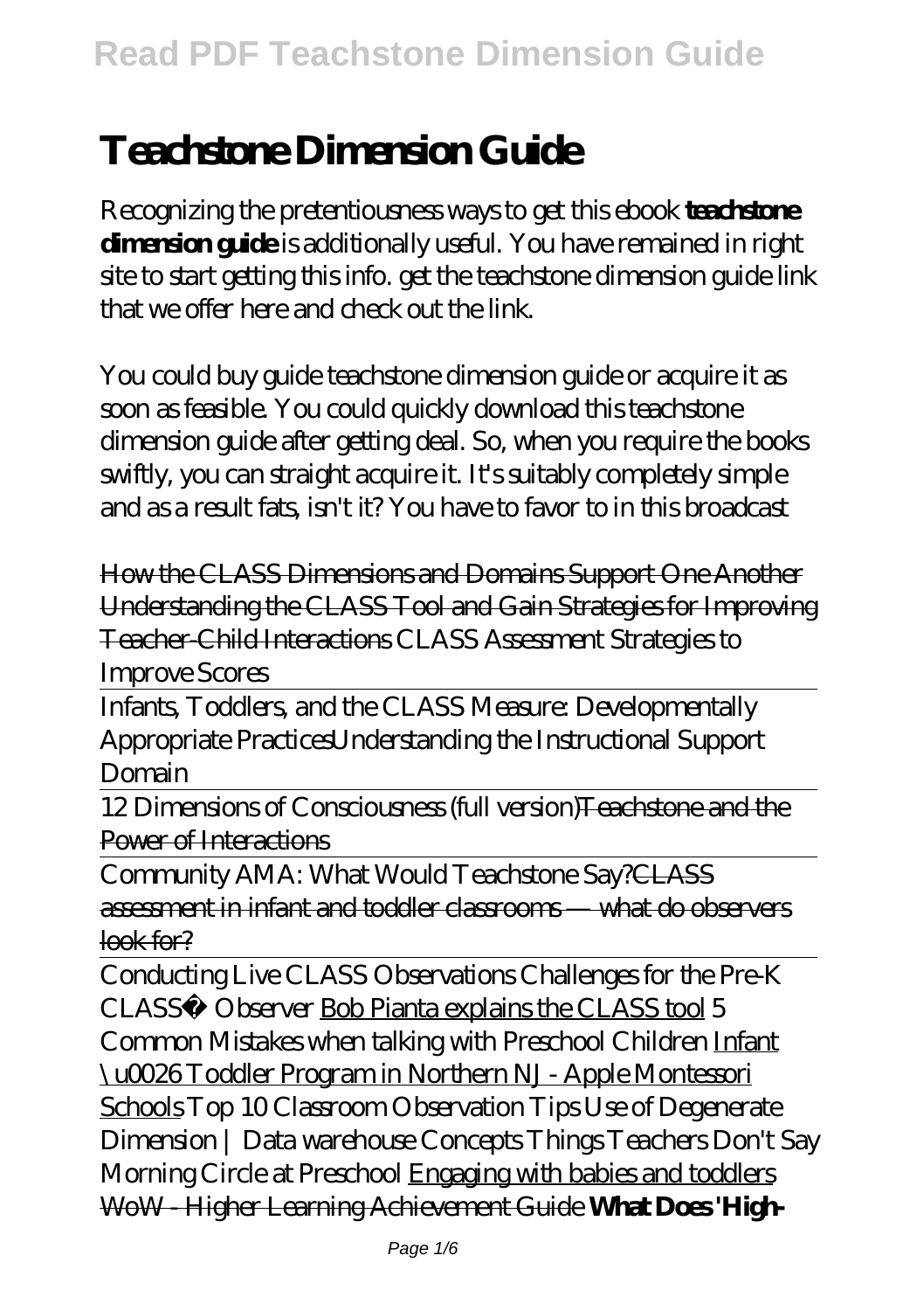# Teachstone Dimension Guide

Recognizing the pretentiousness ways to get this ebook **teachstone dimension guide** is additionally useful. You have remained in right site to start getting this info. get the teachstone dimension guide link that we offer here and check out the link.

You could buy guide teachstone dimension guide or acquire it as soon as feasible. You could quickly download this teachstone dimension guide after getting deal. So, when you require the books swiftly, you can straight acquire it. It's suitably completely simple and as a result fats, isn't it? You have to favor to in this broadcast

~~How the CLASS Dimensions and Domains Support One Another~~ ~~Understanding the CLASS Tool and Gain Strategies for Improving Teacher-Child Interactions~~ *CLASS Assessment Strategies to Improve Scores*

Infants, Toddlers, and the CLASS Measure: Developmentally Appropriate Practices*Understanding the Instructional Support Domain*

12 Dimensions of Consciousness (full version)~~Teachstone and the Power of Interactions~~

Community AMA: What Would Teachstone Say?~~CLASS assessment in infant and toddler classrooms — what do observers look for?~~

Conducting Live CLASS Observations *Challenges for the Pre-K CLASS® Observer* Bob Pianta explains the CLASS tool *5 Common Mistakes when talking with Preschool Children* Infant \u0026 Toddler Program in Northern NJ - Apple Montessori Schools *Top 10 Classroom Observation Tips Use of Degenerate Dimension | Data warehouse Concepts Things Teachers Don't Say Morning Circle at Preschool* Engaging with babies and toddlers ~~WoW - Higher Learning Achievement Guide~~ **What Does 'High-**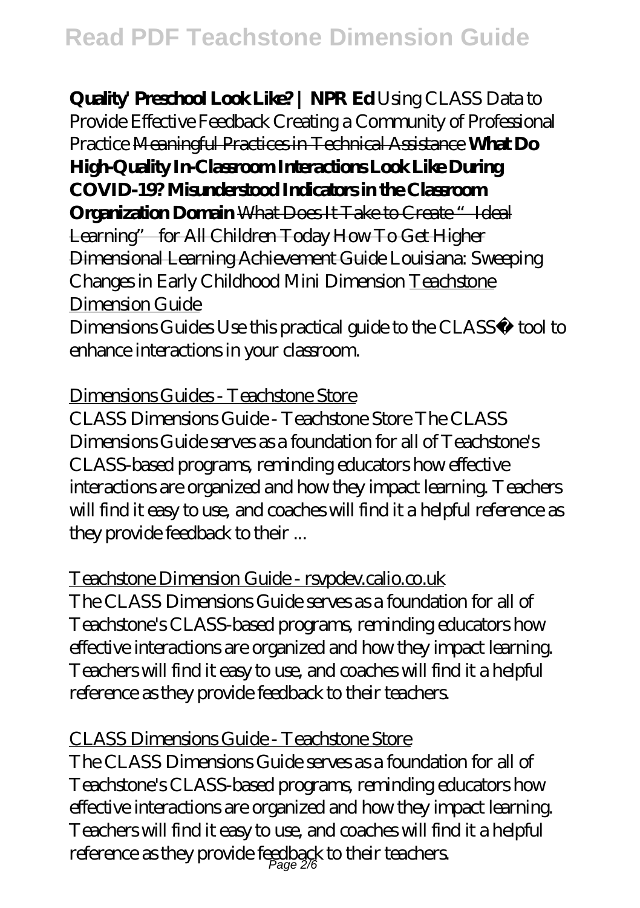**Quality' Preschool Look Like? | NPR Ed** *Using CLASS Data to Provide Effective Feedback Creating a Community of Professional Practice* ~~Meaningful Practices in Technical Assistance~~ **What Do High-Quality In-Classroom Interactions Look Like During COVID-19? Misunderstood Indicators in the Classroom Organization Domain** ~~What Does It Take to Create "Ideal Learning" for All Children Today~~ ~~How To Get Higher Dimensional Learning Achievement Guide~~ *Louisiana: Sweeping Changes in Early Childhood Mini Dimension* Teachstone Dimension Guide

Dimensions Guides Use this practical guide to the CLASS® tool to enhance interactions in your classroom.

Dimensions Guides - Teachstone Store

CLASS Dimensions Guide - Teachstone Store The CLASS Dimensions Guide serves as a foundation for all of Teachstone's CLASS-based programs, reminding educators how effective interactions are organized and how they impact learning. Teachers will find it easy to use, and coaches will find it a helpful reference as they provide feedback to their ...

Teachstone Dimension Guide - rsvpdev.calio.co.uk

The CLASS Dimensions Guide serves as a foundation for all of Teachstone's CLASS-based programs, reminding educators how effective interactions are organized and how they impact learning. Teachers will find it easy to use, and coaches will find it a helpful reference as they provide feedback to their teachers.

CLASS Dimensions Guide - Teachstone Store

The CLASS Dimensions Guide serves as a foundation for all of Teachstone's CLASS-based programs, reminding educators how effective interactions are organized and how they impact learning. Teachers will find it easy to use, and coaches will find it a helpful reference as they provide feedback to their teachers.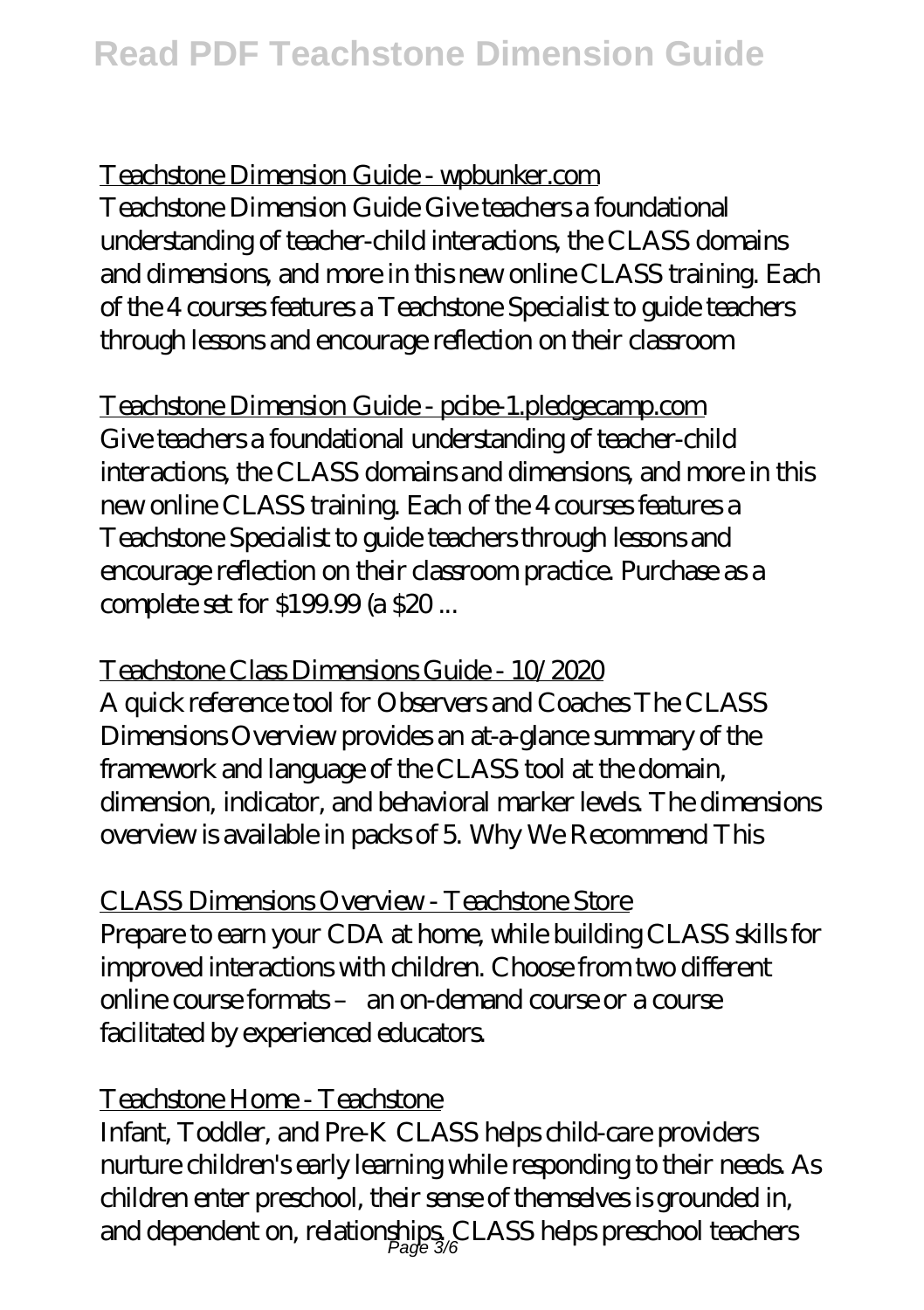Teachstone Dimension Guide - wpbunker.com

Teachstone Dimension Guide Give teachers a foundational understanding of teacher-child interactions, the CLASS domains and dimensions, and more in this new online CLASS training. Each of the 4 courses features a Teachstone Specialist to guide teachers through lessons and encourage reflection on their classroom

Teachstone Dimension Guide - pcibe-1.pledgecamp.com

Give teachers a foundational understanding of teacher-child interactions, the CLASS domains and dimensions, and more in this new online CLASS training. Each of the 4 courses features a Teachstone Specialist to guide teachers through lessons and encourage reflection on their classroom practice. Purchase as a complete set for $199.99 (a $20 ...

Teachstone Class Dimensions Guide - 10/2020

A quick reference tool for Observers and Coaches The CLASS Dimensions Overview provides an at-a-glance summary of the framework and language of the CLASS tool at the domain, dimension, indicator, and behavioral marker levels. The dimensions overview is available in packs of 5. Why We Recommend This

CLASS Dimensions Overview - Teachstone Store

Prepare to earn your CDA at home, while building CLASS skills for improved interactions with children. Choose from two different online course formats – an on-demand course or a course facilitated by experienced educators.

Teachstone Home - Teachstone

Infant, Toddler, and Pre-K CLASS helps child-care providers nurture children's early learning while responding to their needs. As children enter preschool, their sense of themselves is grounded in, and dependent on, relationships. CLASS helps preschool teachers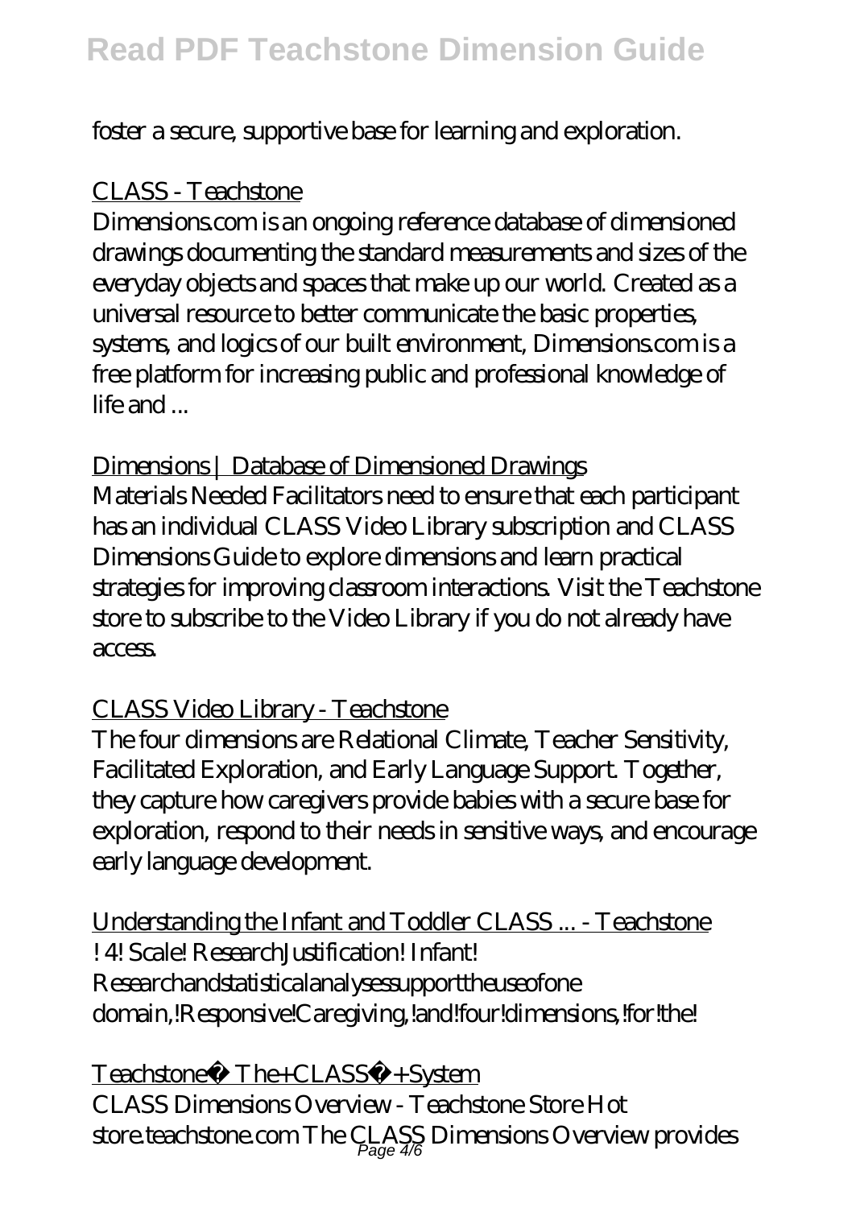foster a secure, supportive base for learning and exploration.

CLASS - Teachstone

Dimensions.com is an ongoing reference database of dimensioned drawings documenting the standard measurements and sizes of the everyday objects and spaces that make up our world. Created as a universal resource to better communicate the basic properties, systems, and logics of our built environment, Dimensions.com is a free platform for increasing public and professional knowledge of life and ...

Dimensions | Database of Dimensioned Drawings

Materials Needed Facilitators need to ensure that each participant has an individual CLASS Video Library subscription and CLASS Dimensions Guide to explore dimensions and learn practical strategies for improving classroom interactions. Visit the Teachstone store to subscribe to the Video Library if you do not already have access.

CLASS Video Library - Teachstone

The four dimensions are Relational Climate, Teacher Sensitivity, Facilitated Exploration, and Early Language Support. Together, they capture how caregivers provide babies with a secure base for exploration, respond to their needs in sensitive ways, and encourage early language development.

Understanding the Infant and Toddler CLASS ... - Teachstone

! 4! Scale! ResearchJustification! Infant! Researchandstatisticalanalysessupporttheuseofone domain,!Responsive!Caregiving,!and!four!dimensions,!for!the!

Teachstone® The+CLASS®+System

CLASS Dimensions Overview - Teachstone Store Hot store.teachstone.com The CLASS Dimensions Overview provides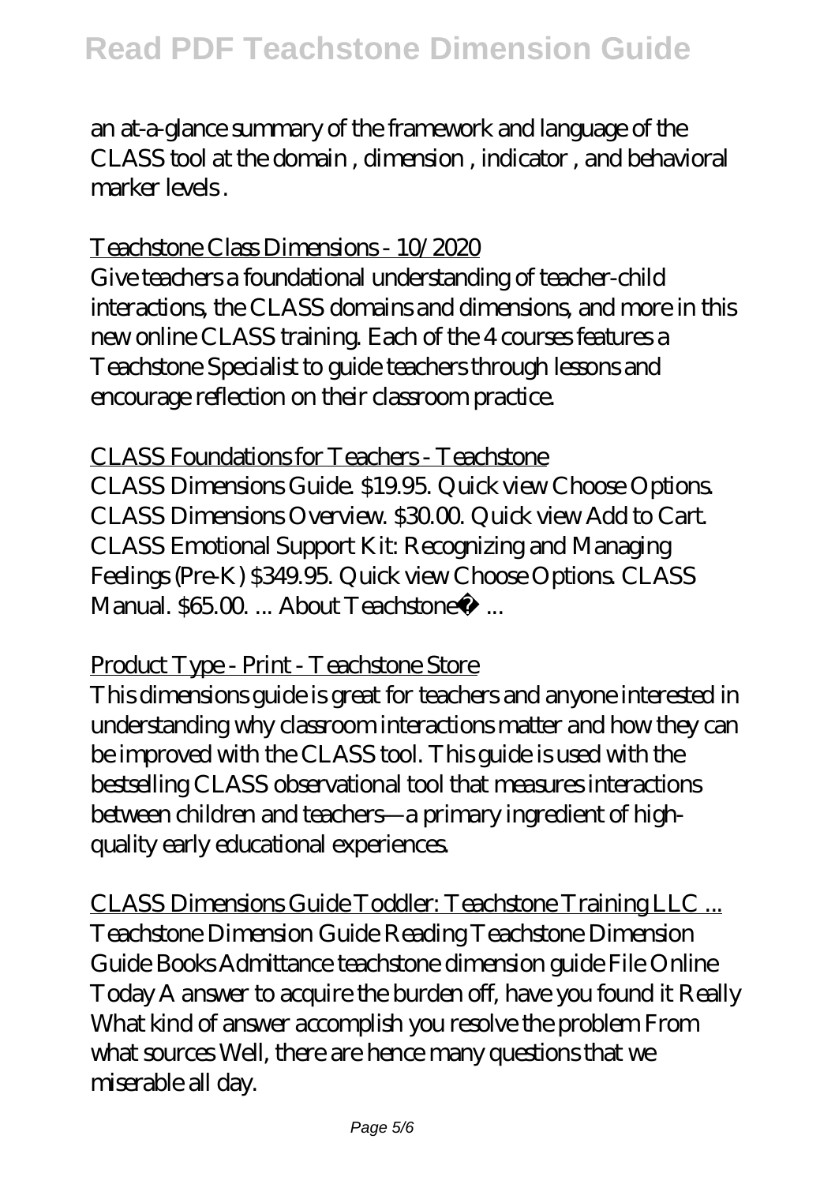an at-a-glance summary of the framework and language of the CLASS tool at the domain , dimension , indicator , and behavioral marker levels .

Teachstone Class Dimensions - 10/2020

Give teachers a foundational understanding of teacher-child interactions, the CLASS domains and dimensions, and more in this new online CLASS training. Each of the 4 courses features a Teachstone Specialist to guide teachers through lessons and encourage reflection on their classroom practice.

CLASS Foundations for Teachers - Teachstone

CLASS Dimensions Guide. $19.95. Quick view Choose Options. CLASS Dimensions Overview. $30.00. Quick view Add to Cart. CLASS Emotional Support Kit: Recognizing and Managing Feelings (Pre-K) $349.95. Quick view Choose Options. CLASS Manual. $65.00. ... About Teachstone® ...

Product Type - Print - Teachstone Store

This dimensions guide is great for teachers and anyone interested in understanding why classroom interactions matter and how they can be improved with the CLASS tool. This guide is used with the bestselling CLASS observational tool that measures interactions between children and teachers—a primary ingredient of high-quality early educational experiences.

CLASS Dimensions Guide Toddler: Teachstone Training LLC ...

Teachstone Dimension Guide Reading Teachstone Dimension Guide Books Admittance teachstone dimension guide File Online Today A answer to acquire the burden off, have you found it Really What kind of answer accomplish you resolve the problem From what sources Well, there are hence many questions that we miserable all day.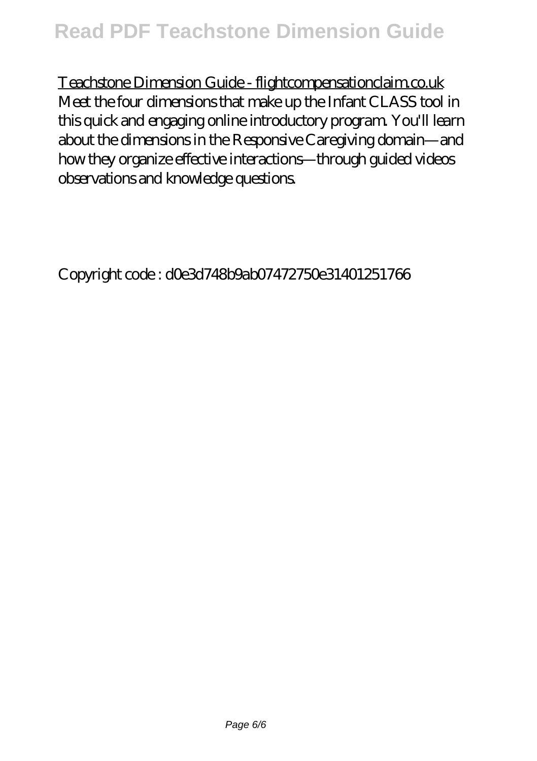Teachstone Dimension Guide - flightcompensationclaim.co.uk
Meet the four dimensions that make up the Infant CLASS tool in this quick and engaging online introductory program. You'll learn about the dimensions in the Responsive Caregiving domain—and how they organize effective interactions—through guided videos observations and knowledge questions.

Copyright code : d0e3d748b9ab07472750e31401251766